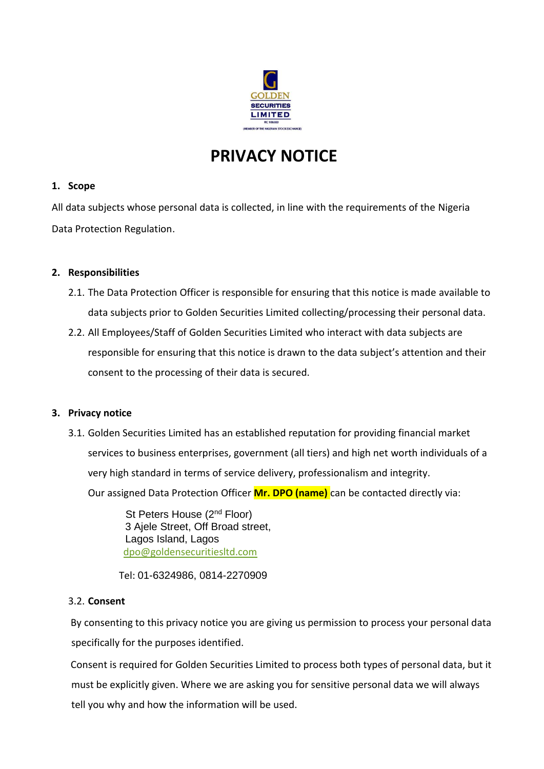GOLDEN SECURITIES LIMITED

RC 106583

(MEMBER OF THE NIGERIAN STOCK EXCHANGE)

# PRIVACY NOTICE

## 1. Scope

All data subjects whose personal data is collected, in line with the requirements of the Nigeria Data Protection Regulation.

## 2. Responsibilities

2.1. The Data Protection Officer is responsible for ensuring that this notice is made available to data subjects prior to Golden Securities Limited collecting/processing their personal data.

2.2. All Employees/Staff of Golden Securities Limited who interact with data subjects are responsible for ensuring that this notice is drawn to the data subject's attention and their consent to the processing of their data is secured.

## 3. Privacy notice

3.1. Golden Securities Limited has an established reputation for providing financial market services to business enterprises, government (all tiers) and high net worth individuals of a very high standard in terms of service delivery, professionalism and integrity.

Our assigned Data Protection Officer **Mr. DPO (name)** can be contacted directly via:

St Peters House (2nd Floor)
3 Ajele Street, Off Broad street,
Lagos Island, Lagos
dpo@goldensecuritiesltd.com

Tel: 01-6324986, 0814-2270909

3.2. **Consent**

By consenting to this privacy notice you are giving us permission to process your personal data specifically for the purposes identified.

Consent is required for Golden Securities Limited to process both types of personal data, but it must be explicitly given. Where we are asking you for sensitive personal data we will always tell you why and how the information will be used.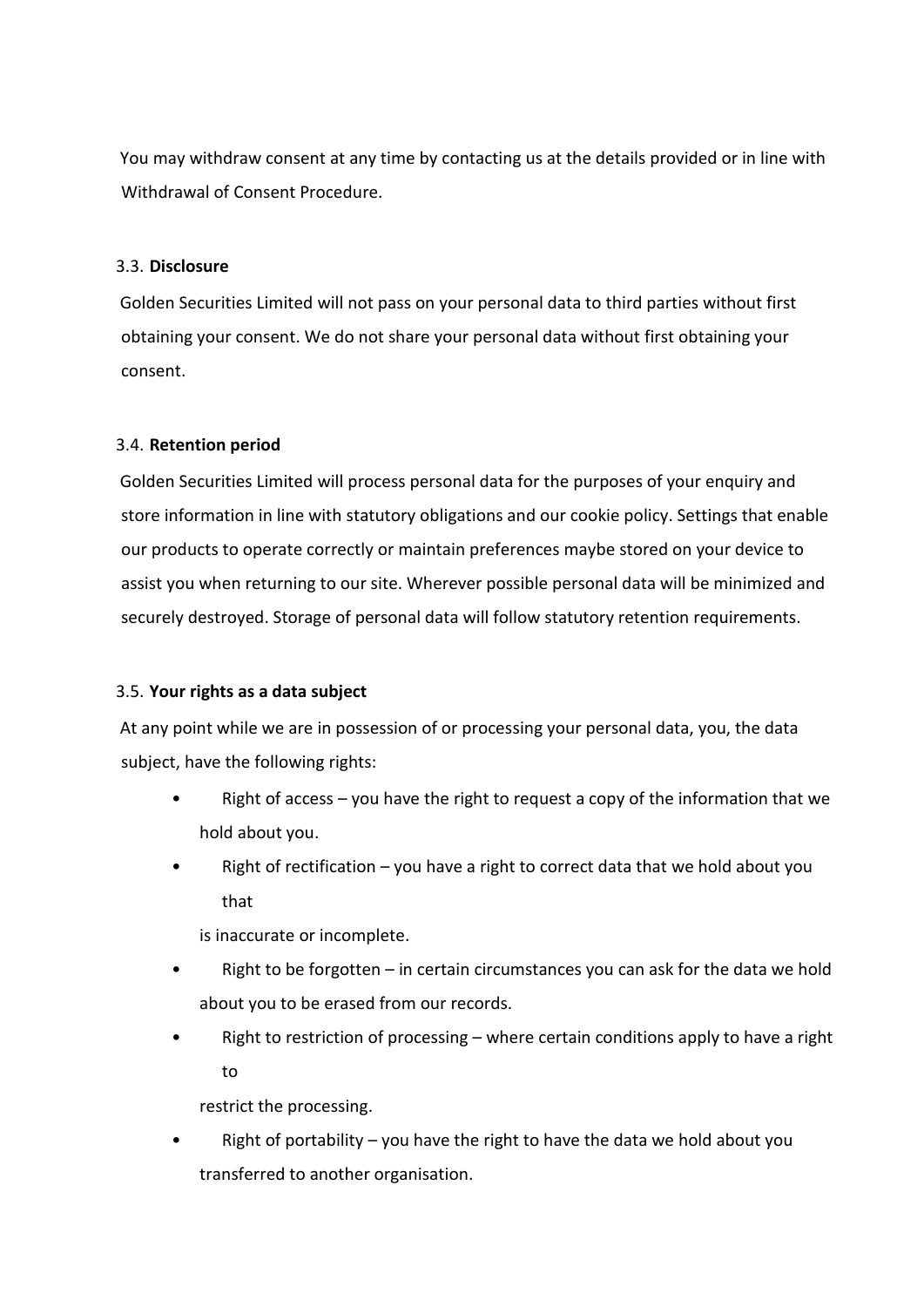You may withdraw consent at any time by contacting us at the details provided or in line with Withdrawal of Consent Procedure.

### 3.3. **Disclosure**

Golden Securities Limited will not pass on your personal data to third parties without first obtaining your consent. We do not share your personal data without first obtaining your consent.

### 3.4. **Retention period**

Golden Securities Limited will process personal data for the purposes of your enquiry and store information in line with statutory obligations and our cookie policy. Settings that enable our products to operate correctly or maintain preferences maybe stored on your device to assist you when returning to our site. Wherever possible personal data will be minimized and securely destroyed. Storage of personal data will follow statutory retention requirements.

### 3.5. **Your rights as a data subject**

At any point while we are in possession of or processing your personal data, you, the data subject, have the following rights:

- Right of access – you have the right to request a copy of the information that we hold about you.
- Right of rectification – you have a right to correct data that we hold about you that is inaccurate or incomplete.
- Right to be forgotten – in certain circumstances you can ask for the data we hold about you to be erased from our records.
- Right to restriction of processing – where certain conditions apply to have a right to restrict the processing.
- Right of portability – you have the right to have the data we hold about you transferred to another organisation.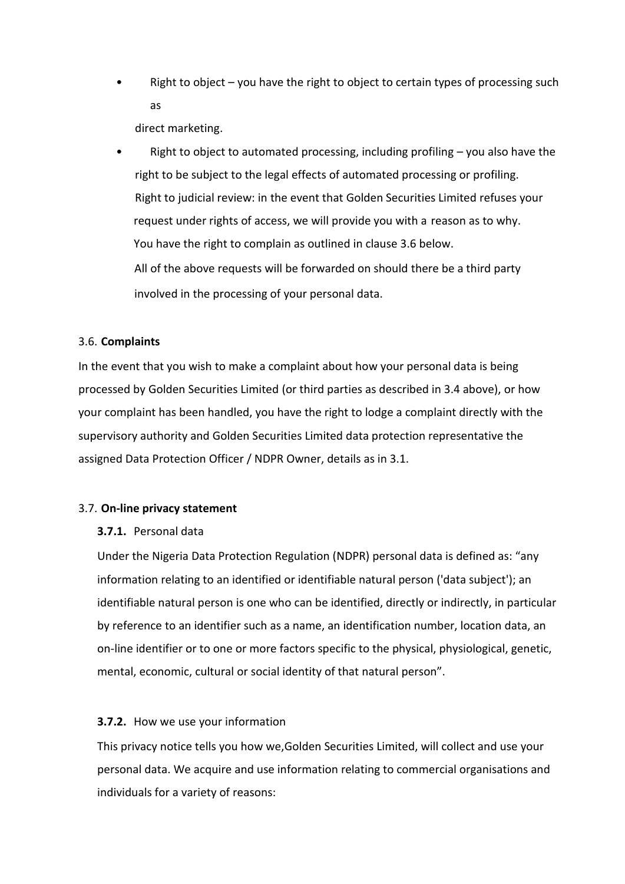- Right to object – you have the right to object to certain types of processing such as direct marketing.
- Right to object to automated processing, including profiling – you also have the right to be subject to the legal effects of automated processing or profiling.

  Right to judicial review: in the event that Golden Securities Limited refuses your request under rights of access, we will provide you with a reason as to why. You have the right to complain as outlined in clause 3.6 below.

  All of the above requests will be forwarded on should there be a third party involved in the processing of your personal data.

3.6. **Complaints**

In the event that you wish to make a complaint about how your personal data is being processed by Golden Securities Limited (or third parties as described in 3.4 above), or how your complaint has been handled, you have the right to lodge a complaint directly with the supervisory authority and Golden Securities Limited data protection representative the assigned Data Protection Officer / NDPR Owner, details as in 3.1.

3.7. **On-line privacy statement**

**3.7.1.** Personal data

Under the Nigeria Data Protection Regulation (NDPR) personal data is defined as: "any information relating to an identified or identifiable natural person ('data subject'); an identifiable natural person is one who can be identified, directly or indirectly, in particular by reference to an identifier such as a name, an identification number, location data, an on-line identifier or to one or more factors specific to the physical, physiological, genetic, mental, economic, cultural or social identity of that natural person".

**3.7.2.** How we use your information

This privacy notice tells you how we,Golden Securities Limited, will collect and use your personal data. We acquire and use information relating to commercial organisations and individuals for a variety of reasons: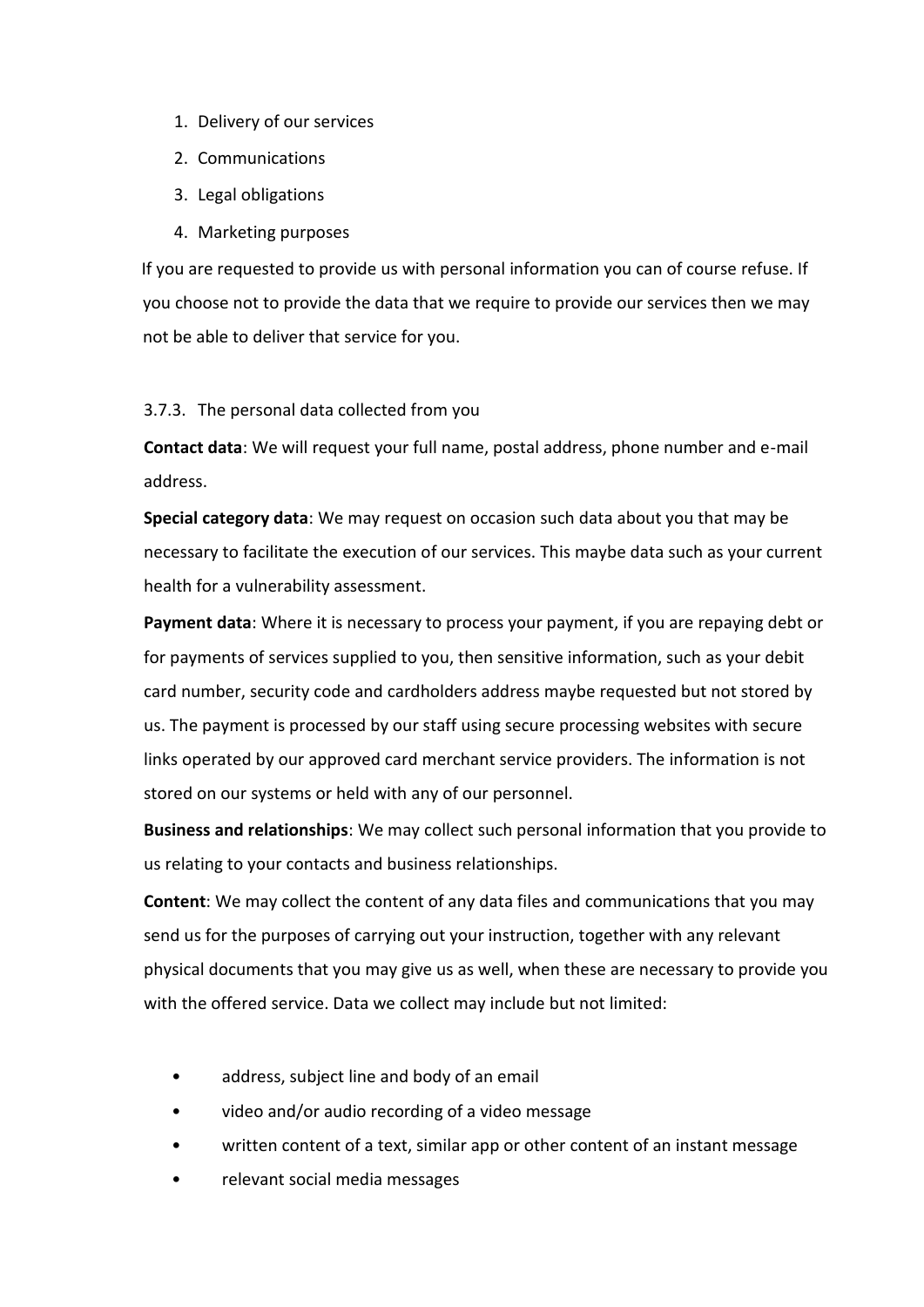1. Delivery of our services
2. Communications
3. Legal obligations
4. Marketing purposes

If you are requested to provide us with personal information you can of course refuse. If you choose not to provide the data that we require to provide our services then we may not be able to deliver that service for you.

3.7.3. The personal data collected from you

**Contact data**: We will request your full name, postal address, phone number and e-mail address.

**Special category data**: We may request on occasion such data about you that may be necessary to facilitate the execution of our services. This maybe data such as your current health for a vulnerability assessment.

**Payment data**: Where it is necessary to process your payment, if you are repaying debt or for payments of services supplied to you, then sensitive information, such as your debit card number, security code and cardholders address maybe requested but not stored by us. The payment is processed by our staff using secure processing websites with secure links operated by our approved card merchant service providers. The information is not stored on our systems or held with any of our personnel.

**Business and relationships**: We may collect such personal information that you provide to us relating to your contacts and business relationships.

**Content**: We may collect the content of any data files and communications that you may send us for the purposes of carrying out your instruction, together with any relevant physical documents that you may give us as well, when these are necessary to provide you with the offered service. Data we collect may include but not limited:

- address, subject line and body of an email
- video and/or audio recording of a video message
- written content of a text, similar app or other content of an instant message
- relevant social media messages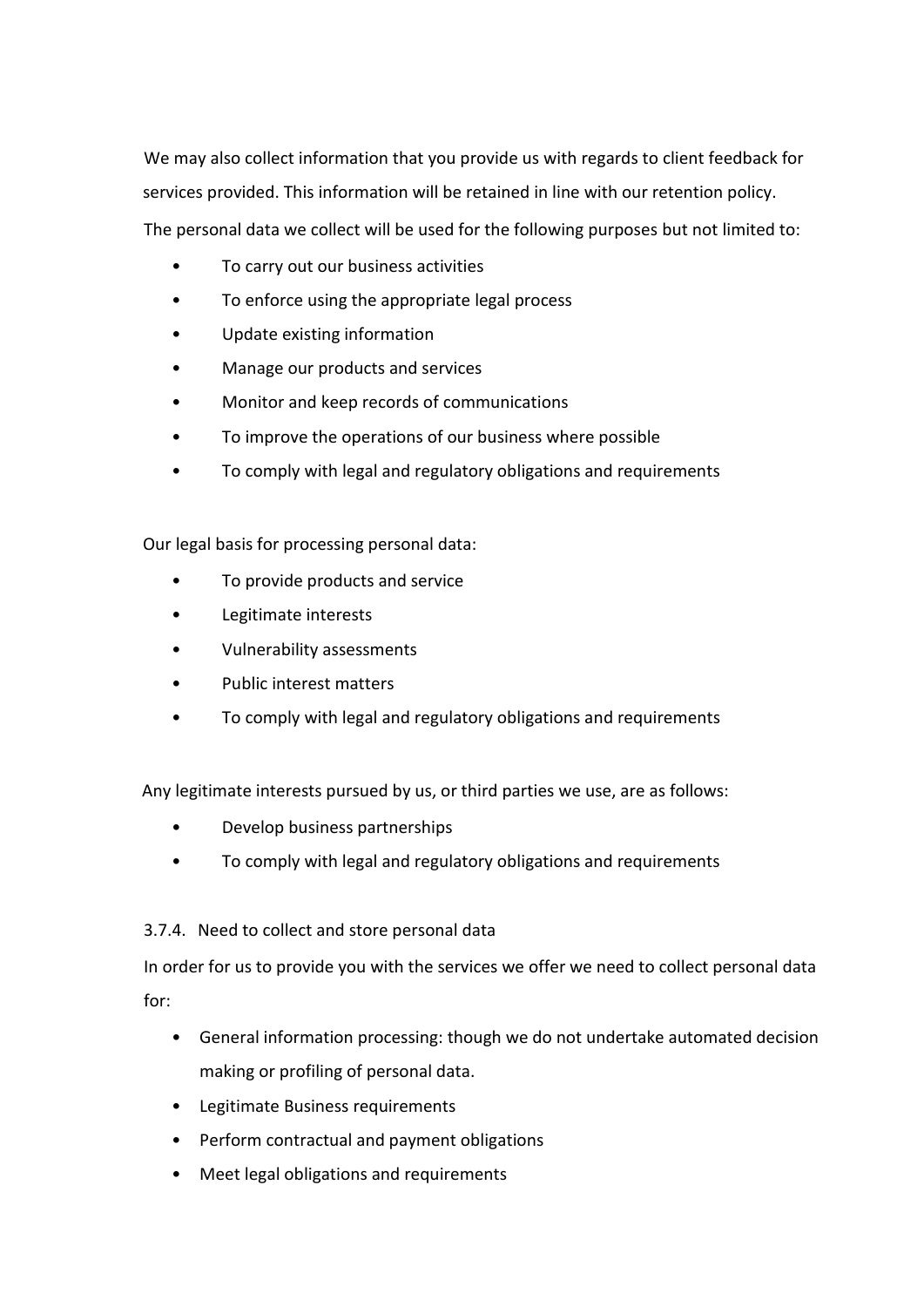We may also collect information that you provide us with regards to client feedback for services provided. This information will be retained in line with our retention policy.

The personal data we collect will be used for the following purposes but not limited to:

- To carry out our business activities
- To enforce using the appropriate legal process
- Update existing information
- Manage our products and services
- Monitor and keep records of communications
- To improve the operations of our business where possible
- To comply with legal and regulatory obligations and requirements

Our legal basis for processing personal data:

- To provide products and service
- Legitimate interests
- Vulnerability assessments
- Public interest matters
- To comply with legal and regulatory obligations and requirements

Any legitimate interests pursued by us, or third parties we use, are as follows:

- Develop business partnerships
- To comply with legal and regulatory obligations and requirements

#### 3.7.4. Need to collect and store personal data

In order for us to provide you with the services we offer we need to collect personal data for:

- General information processing: though we do not undertake automated decision making or profiling of personal data.
- Legitimate Business requirements
- Perform contractual and payment obligations
- Meet legal obligations and requirements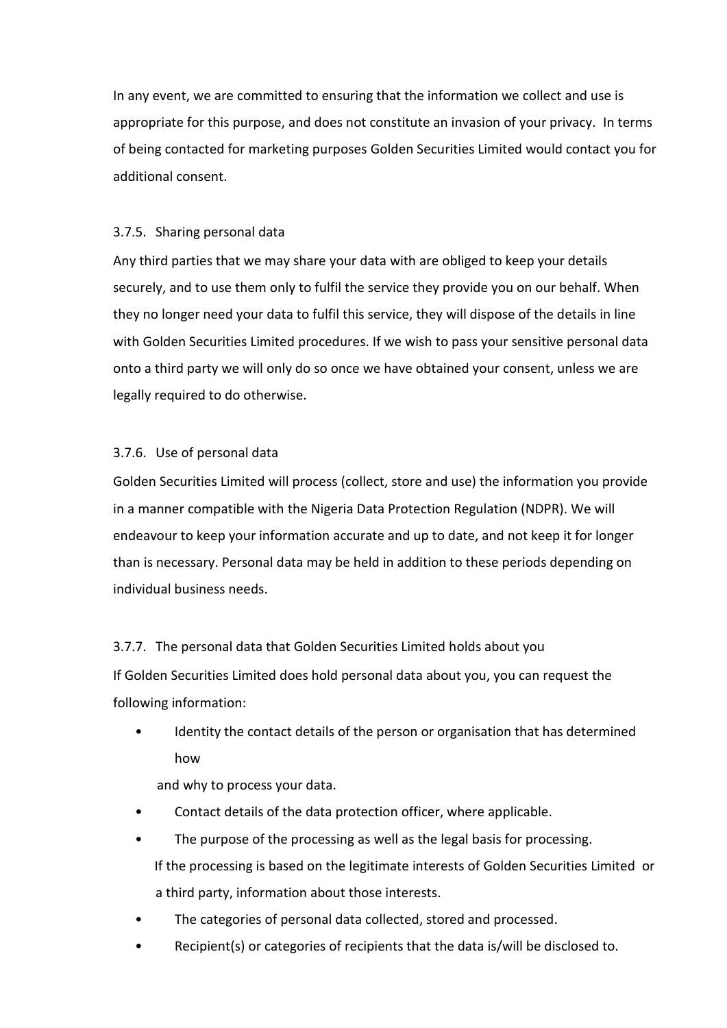In any event, we are committed to ensuring that the information we collect and use is appropriate for this purpose, and does not constitute an invasion of your privacy. In terms of being contacted for marketing purposes Golden Securities Limited would contact you for additional consent.

### 3.7.5. Sharing personal data

Any third parties that we may share your data with are obliged to keep your details securely, and to use them only to fulfil the service they provide you on our behalf. When they no longer need your data to fulfil this service, they will dispose of the details in line with Golden Securities Limited procedures. If we wish to pass your sensitive personal data onto a third party we will only do so once we have obtained your consent, unless we are legally required to do otherwise.

### 3.7.6. Use of personal data

Golden Securities Limited will process (collect, store and use) the information you provide in a manner compatible with the Nigeria Data Protection Regulation (NDPR). We will endeavour to keep your information accurate and up to date, and not keep it for longer than is necessary. Personal data may be held in addition to these periods depending on individual business needs.

### 3.7.7. The personal data that Golden Securities Limited holds about you

If Golden Securities Limited does hold personal data about you, you can request the following information:

- Identity the contact details of the person or organisation that has determined how and why to process your data.
- Contact details of the data protection officer, where applicable.
- The purpose of the processing as well as the legal basis for processing. If the processing is based on the legitimate interests of Golden Securities Limited or a third party, information about those interests.
- The categories of personal data collected, stored and processed.
- Recipient(s) or categories of recipients that the data is/will be disclosed to.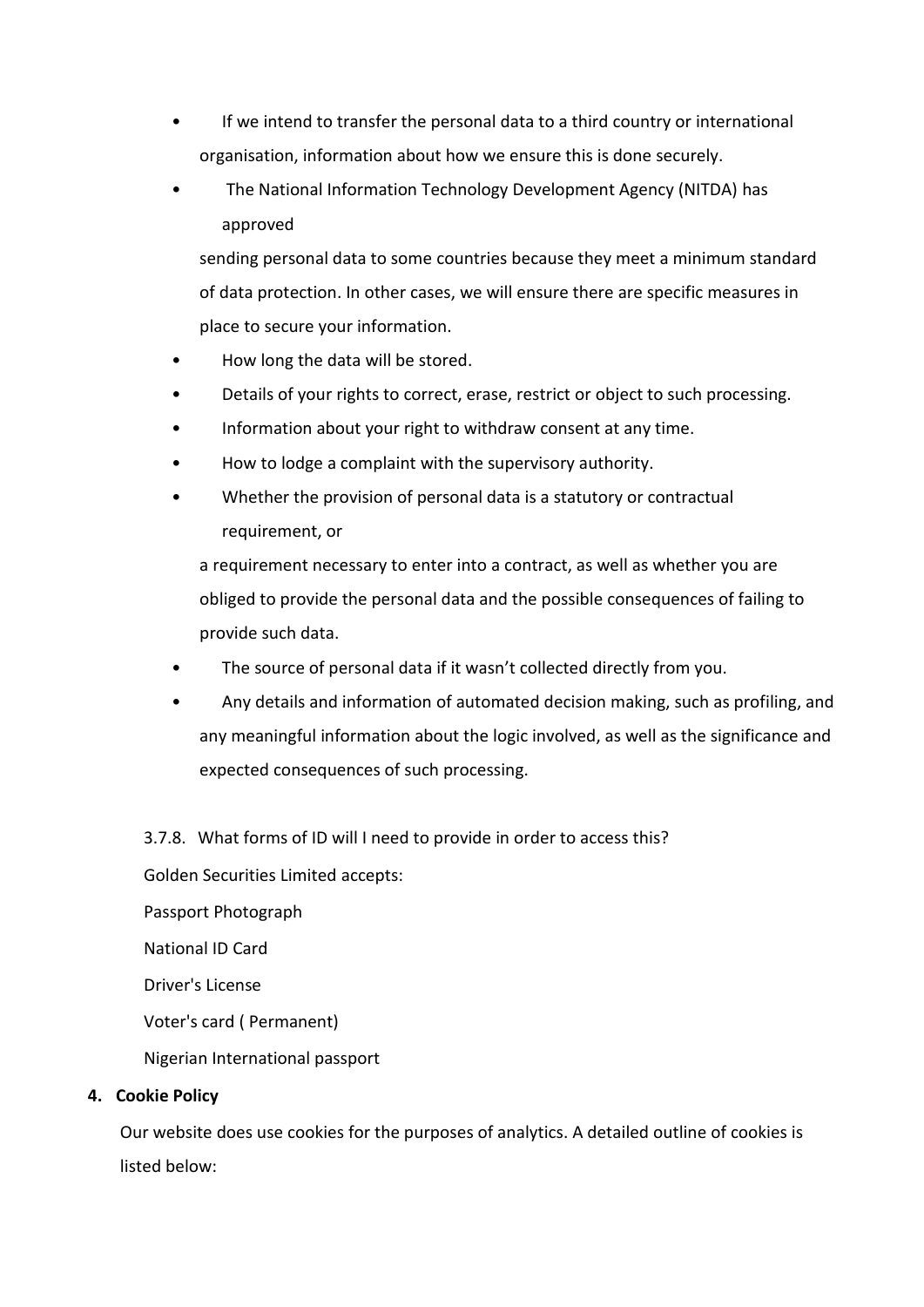- If we intend to transfer the personal data to a third country or international organisation, information about how we ensure this is done securely.
- The National Information Technology Development Agency (NITDA) has approved sending personal data to some countries because they meet a minimum standard of data protection. In other cases, we will ensure there are specific measures in place to secure your information.
- How long the data will be stored.
- Details of your rights to correct, erase, restrict or object to such processing.
- Information about your right to withdraw consent at any time.
- How to lodge a complaint with the supervisory authority.
- Whether the provision of personal data is a statutory or contractual requirement, or a requirement necessary to enter into a contract, as well as whether you are obliged to provide the personal data and the possible consequences of failing to provide such data.
- The source of personal data if it wasn't collected directly from you.
- Any details and information of automated decision making, such as profiling, and any meaningful information about the logic involved, as well as the significance and expected consequences of such processing.

3.7.8. What forms of ID will I need to provide in order to access this?

Golden Securities Limited accepts:

Passport Photograph

National ID Card

Driver's License

Voter's card ( Permanent)

Nigerian International passport

## 4. Cookie Policy

Our website does use cookies for the purposes of analytics. A detailed outline of cookies is listed below: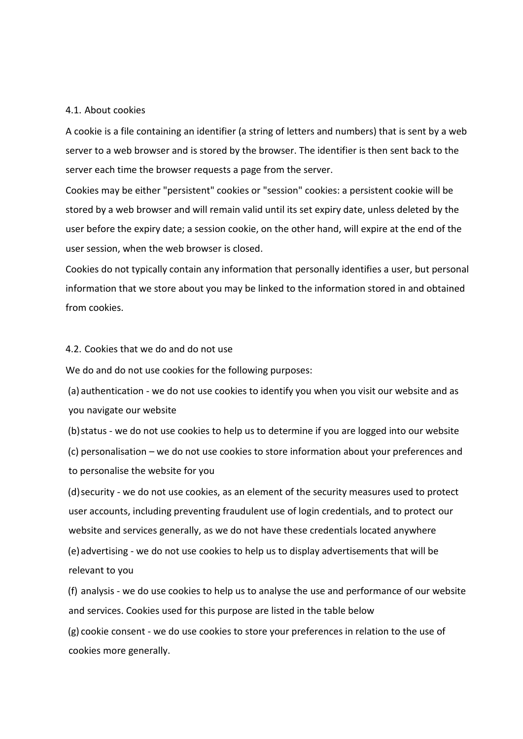### 4.1. About cookies

A cookie is a file containing an identifier (a string of letters and numbers) that is sent by a web server to a web browser and is stored by the browser. The identifier is then sent back to the server each time the browser requests a page from the server.

Cookies may be either "persistent" cookies or "session" cookies: a persistent cookie will be stored by a web browser and will remain valid until its set expiry date, unless deleted by the user before the expiry date; a session cookie, on the other hand, will expire at the end of the user session, when the web browser is closed.

Cookies do not typically contain any information that personally identifies a user, but personal information that we store about you may be linked to the information stored in and obtained from cookies.

### 4.2. Cookies that we do and do not use

We do and do not use cookies for the following purposes:

(a) authentication - we do not use cookies to identify you when you visit our website and as you navigate our website

(b) status - we do not use cookies to help us to determine if you are logged into our website

(c) personalisation – we do not use cookies to store information about your preferences and to personalise the website for you

(d) security - we do not use cookies, as an element of the security measures used to protect user accounts, including preventing fraudulent use of login credentials, and to protect our website and services generally, as we do not have these credentials located anywhere

(e) advertising - we do not use cookies to help us to display advertisements that will be relevant to you

(f) analysis - we do use cookies to help us to analyse the use and performance of our website and services. Cookies used for this purpose are listed in the table below

(g) cookie consent - we do use cookies to store your preferences in relation to the use of cookies more generally.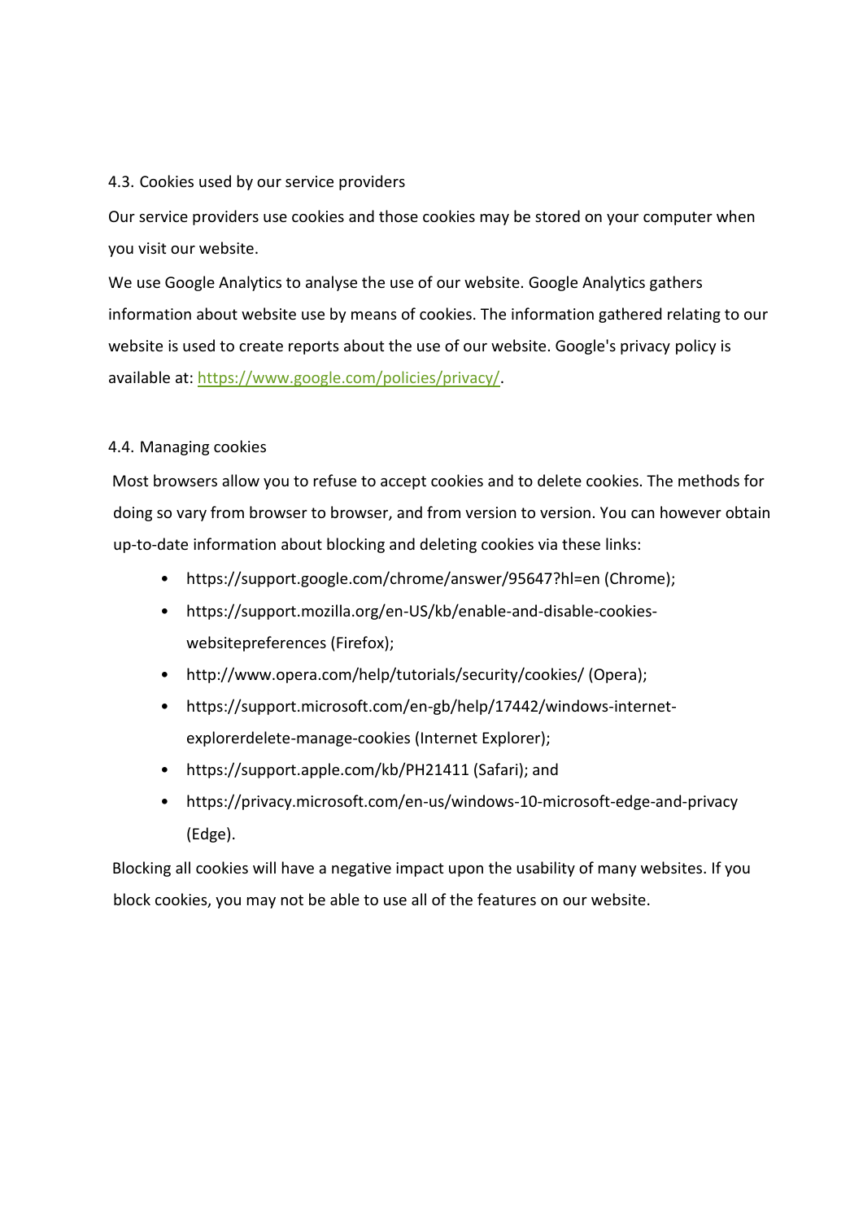### 4.3. Cookies used by our service providers

Our service providers use cookies and those cookies may be stored on your computer when you visit our website.

We use Google Analytics to analyse the use of our website. Google Analytics gathers information about website use by means of cookies. The information gathered relating to our website is used to create reports about the use of our website. Google's privacy policy is available at: [https://www.google.com/policies/privacy/](https://www.google.com/policies/privacy/).

### 4.4. Managing cookies

Most browsers allow you to refuse to accept cookies and to delete cookies. The methods for doing so vary from browser to browser, and from version to version. You can however obtain up-to-date information about blocking and deleting cookies via these links:

- https://support.google.com/chrome/answer/95647?hl=en (Chrome);
- https://support.mozilla.org/en-US/kb/enable-and-disable-cookies-websitepreferences (Firefox);
- http://www.opera.com/help/tutorials/security/cookies/ (Opera);
- https://support.microsoft.com/en-gb/help/17442/windows-internet-explorerdelete-manage-cookies (Internet Explorer);
- https://support.apple.com/kb/PH21411 (Safari); and
- https://privacy.microsoft.com/en-us/windows-10-microsoft-edge-and-privacy (Edge).

Blocking all cookies will have a negative impact upon the usability of many websites. If you block cookies, you may not be able to use all of the features on our website.